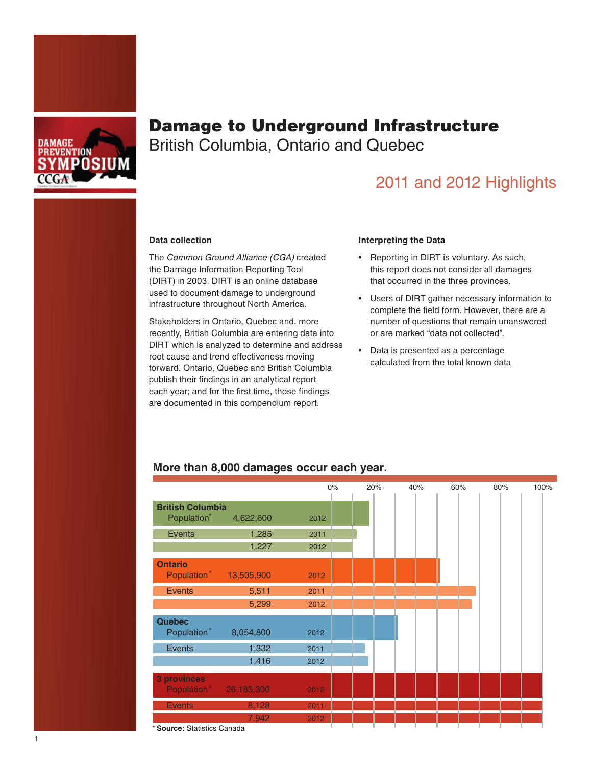// Damage Prevention Symposium CCGA

# Damage to Underground Infrastructure

## British Columbia, Ontario and Quebec

## 2011 and 2012 Highlights

### Data collection

The *Common Ground Alliance (CGA)* created the Damage Information Reporting Tool (DIRT) in 2003. DIRT is an online database used to document damage to underground infrastructure throughout North America.

Stakeholders in Ontario, Quebec and, more recently, British Columbia are entering data into DIRT which is analyzed to determine and address root cause and trend effectiveness moving forward. Ontario, Quebec and British Columbia publish their findings in an analytical report each year; and for the first time, those findings are documented in this compendium report.

### Interpreting the Data

- Reporting in DIRT is voluntary. As such, this report does not consider all damages that occurred in the three provinces.
- Users of DIRT gather necessary information to complete the field form. However, there are a number of questions that remain unanswered or are marked "data not collected".
- Data is presented as a percentage calculated from the total known data

### More than 8,000 damages occur each year.

| Region | Measure | Value | Year |
| --- | --- | --- | --- |
| British Columbia | Population* | 4,622,600 | 2012 |
| | Events | 1,285 | 2011 |
| | | 1,227 | 2012 |
| Ontario | Population* | 13,505,900 | 2012 |
| | Events | 5,511 | 2011 |
| | | 5,299 | 2012 |
| Quebec | Population* | 8,054,800 | 2012 |
| | Events | 1,332 | 2011 |
| | | 1,416 | 2012 |
| 3 provinces | Population* | 26,183,300 | 2012 |
| | Events | 8,128 | 2011 |
| | | 7,942 | 2012 |

\* **Source:** Statistics Canada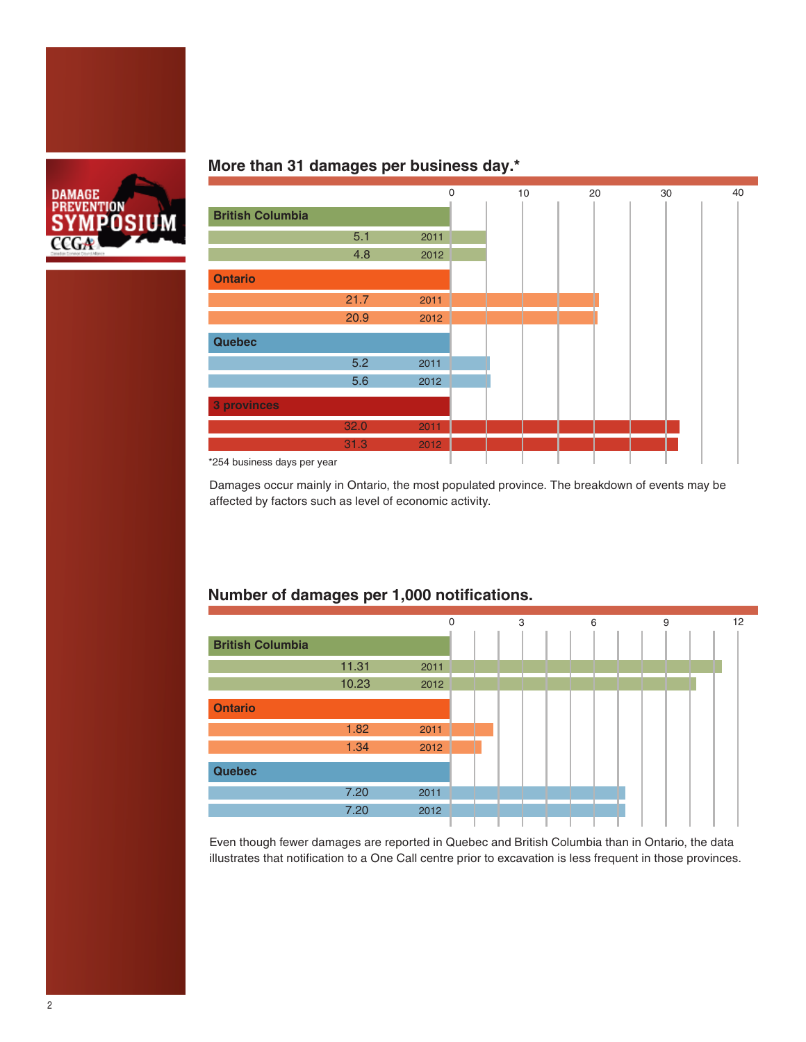## More than 31 damages per business day.*

| Province | Year | Damages per business day |
|---|---|---|
| British Columbia | 2011 | 5.1 |
| British Columbia | 2012 | 4.8 |
| Ontario | 2011 | 21.7 |
| Ontario | 2012 | 20.9 |
| Quebec | 2011 | 5.2 |
| Quebec | 2012 | 5.6 |
| 3 provinces | 2011 | 32.0 |
| 3 provinces | 2012 | 31.3 |

*254 business days per year

Damages occur mainly in Ontario, the most populated province. The breakdown of events may be affected by factors such as level of economic activity.

## Number of damages per 1,000 notifications.

| Province | Year | Damages per 1,000 notifications |
|---|---|---|
| British Columbia | 2011 | 11.31 |
| British Columbia | 2012 | 10.23 |
| Ontario | 2011 | 1.82 |
| Ontario | 2012 | 1.34 |
| Quebec | 2011 | 7.20 |
| Quebec | 2012 | 7.20 |

Even though fewer damages are reported in Quebec and British Columbia than in Ontario, the data illustrates that notification to a One Call centre prior to excavation is less frequent in those provinces.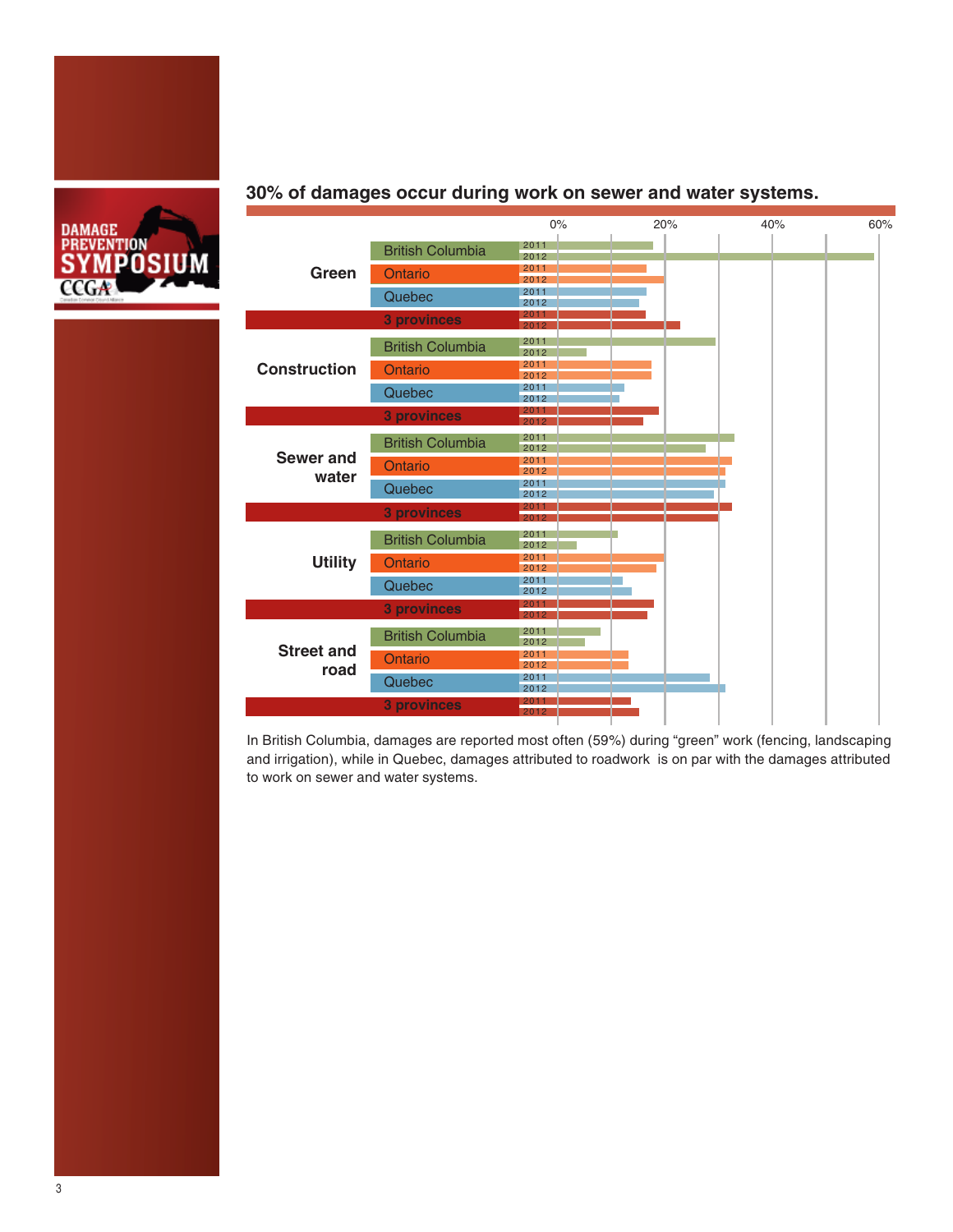## 30% of damages occur during work on sewer and water systems.

In British Columbia, damages are reported most often (59%) during “green” work (fencing, landscaping and irrigation), while in Quebec, damages attributed to roadwork is on par with the damages attributed to work on sewer and water systems.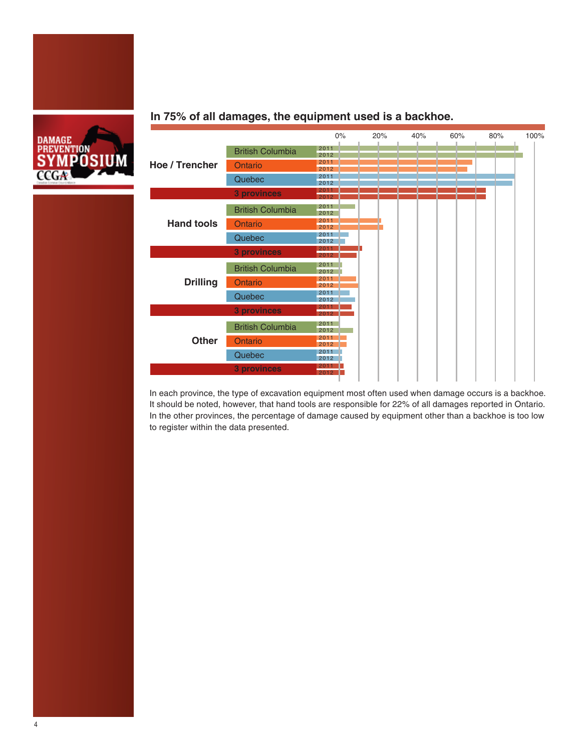## In 75% of all damages, the equipment used is a backhoe.

In each province, the type of excavation equipment most often used when damage occurs is a backhoe. It should be noted, however, that hand tools are responsible for 22% of all damages reported in Ontario. In the other provinces, the percentage of damage caused by equipment other than a backhoe is too low to register within the data presented.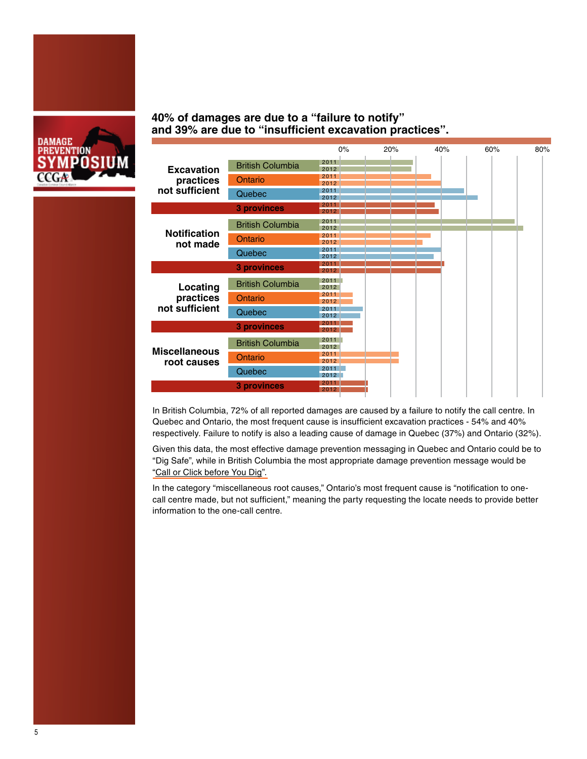**40% of damages are due to a “failure to notify” and 39% are due to “insufficient excavation practices”.**

In British Columbia, 72% of all reported damages are caused by a failure to notify the call centre. In Quebec and Ontario, the most frequent cause is insufficient excavation practices - 54% and 40% respectively. Failure to notify is also a leading cause of damage in Quebec (37%) and Ontario (32%).

Given this data, the most effective damage prevention messaging in Quebec and Ontario could be to “Dig Safe”, while in British Columbia the most appropriate damage prevention message would be “Call or Click before You Dig”.

In the category “miscellaneous root causes,” Ontario’s most frequent cause is “notification to one-call centre made, but not sufficient,” meaning the party requesting the locate needs to provide better information to the one-call centre.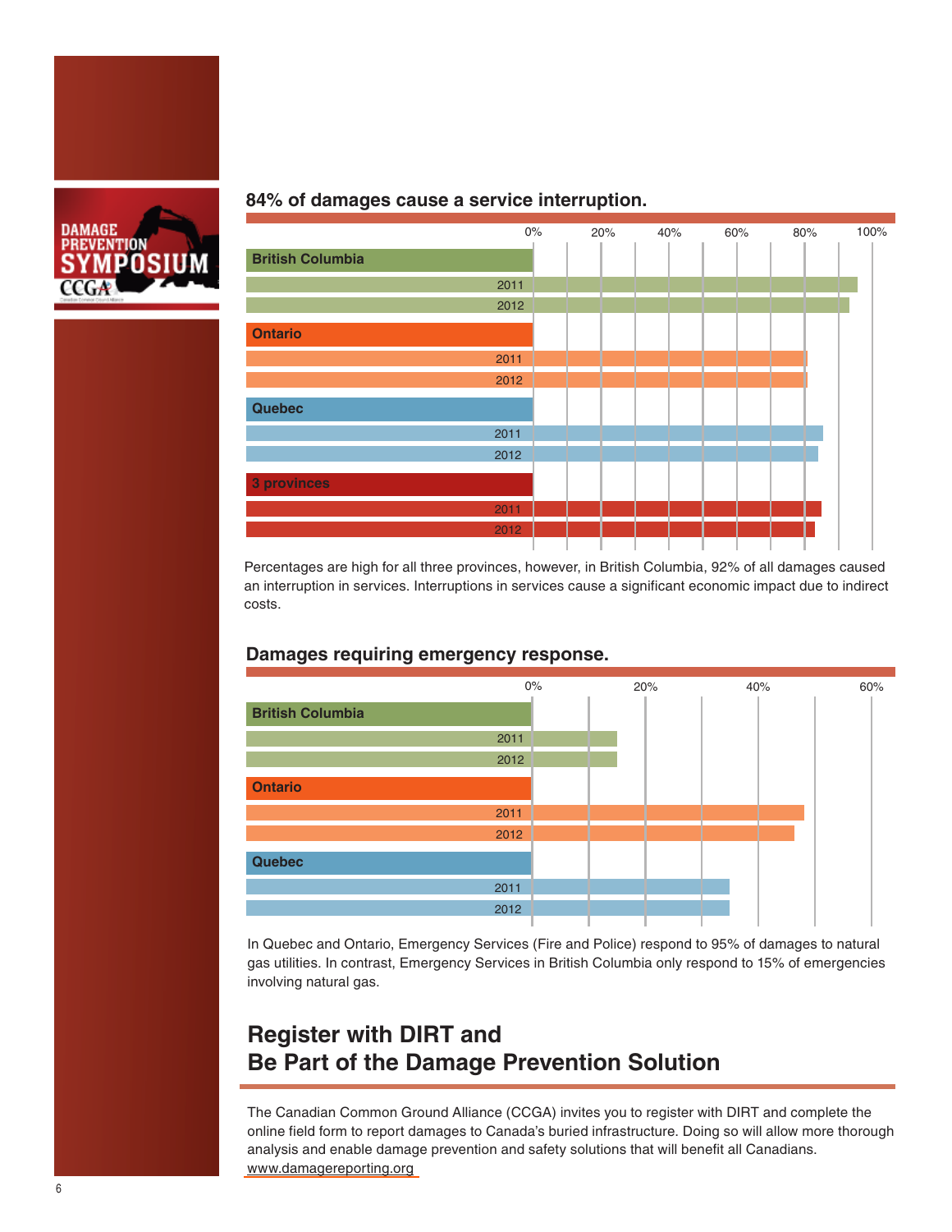## 84% of damages cause a service interruption.

| | 0% | 20% | 40% | 60% | 80% | 100% |
|---|---|---|---|---|---|---|
| **British Columbia** | | | | | | |
| 2011 | | | | | | |
| 2012 | | | | | | |
| **Ontario** | | | | | | |
| 2011 | | | | | | |
| 2012 | | | | | | |
| **Quebec** | | | | | | |
| 2011 | | | | | | |
| 2012 | | | | | | |
| **3 provinces** | | | | | | |
| 2011 | | | | | | |
| 2012 | | | | | | |

Percentages are high for all three provinces, however, in British Columbia, 92% of all damages caused an interruption in services. Interruptions in services cause a significant economic impact due to indirect costs.

## Damages requiring emergency response.

| | 0% | 20% | 40% | 60% |
|---|---|---|---|---|
| **British Columbia** | | | | |
| 2011 | | | | |
| 2012 | | | | |
| **Ontario** | | | | |
| 2011 | | | | |
| 2012 | | | | |
| **Quebec** | | | | |
| 2011 | | | | |
| 2012 | | | | |

In Quebec and Ontario, Emergency Services (Fire and Police) respond to 95% of damages to natural gas utilities. In contrast, Emergency Services in British Columbia only respond to 15% of emergencies involving natural gas.

# Register with DIRT and Be Part of the Damage Prevention Solution

The Canadian Common Ground Alliance (CCGA) invites you to register with DIRT and complete the online field form to report damages to Canada's buried infrastructure. Doing so will allow more thorough analysis and enable damage prevention and safety solutions that will benefit all Canadians.
www.damagereporting.org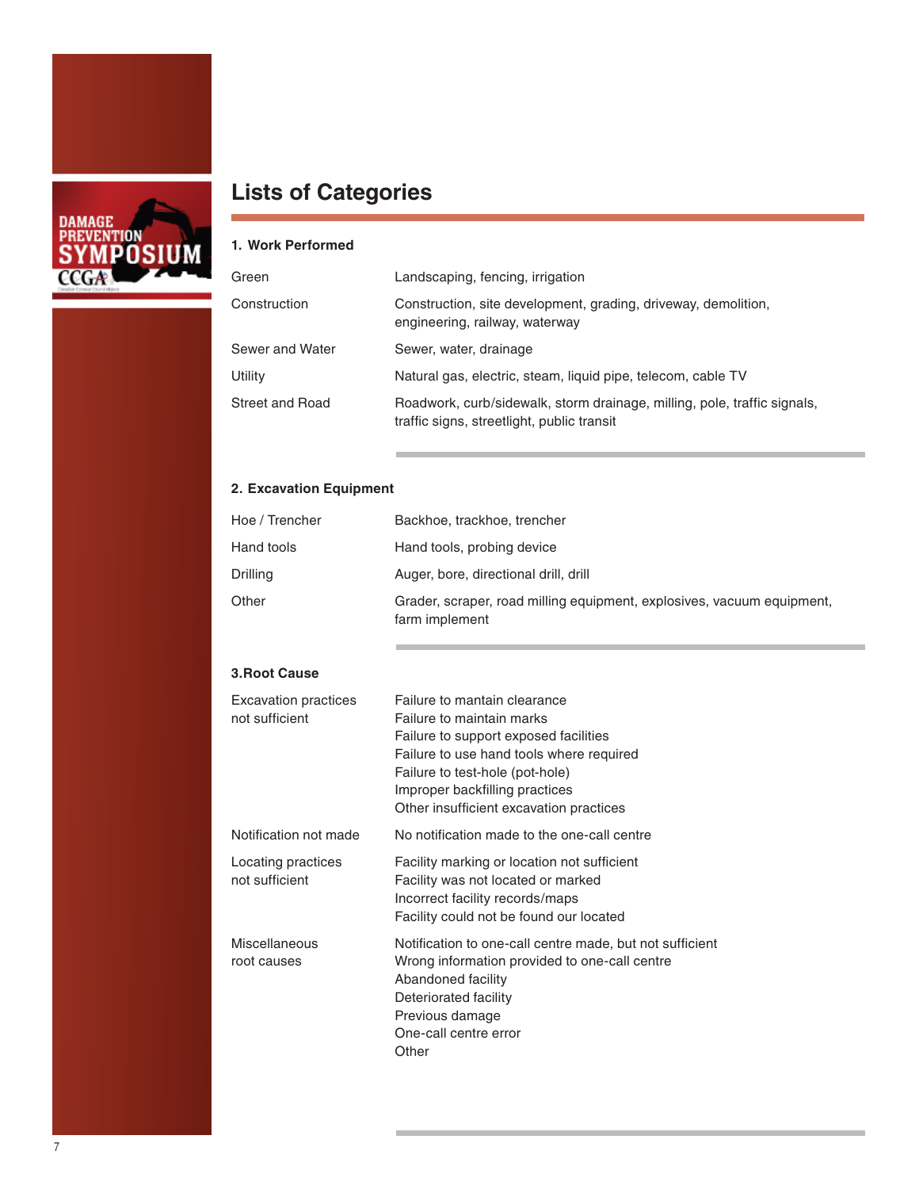## Lists of Categories

### 1. Work Performed

| | |
|---|---|
| Green | Landscaping, fencing, irrigation |
| Construction | Construction, site development, grading, driveway, demolition, engineering, railway, waterway |
| Sewer and Water | Sewer, water, drainage |
| Utility | Natural gas, electric, steam, liquid pipe, telecom, cable TV |
| Street and Road | Roadwork, curb/sidewalk, storm drainage, milling, pole, traffic signals, traffic signs, streetlight, public transit |

### 2. Excavation Equipment

| | |
|---|---|
| Hoe / Trencher | Backhoe, trackhoe, trencher |
| Hand tools | Hand tools, probing device |
| Drilling | Auger, bore, directional drill, drill |
| Other | Grader, scraper, road milling equipment, explosives, vacuum equipment, farm implement |

### 3.Root Cause

| | |
|---|---|
| Excavation practices not sufficient | Failure to mantain clearance<br>Failure to maintain marks<br>Failure to support exposed facilities<br>Failure to use hand tools where required<br>Failure to test-hole (pot-hole)<br>Improper backfilling practices<br>Other insufficient excavation practices |
| Notification not made | No notification made to the one-call centre |
| Locating practices not sufficient | Facility marking or location not sufficient<br>Facility was not located or marked<br>Incorrect facility records/maps<br>Facility could not be found our located |
| Miscellaneous root causes | Notification to one-call centre made, but not sufficient<br>Wrong information provided to one-call centre<br>Abandoned facility<br>Deteriorated facility<br>Previous damage<br>One-call centre error<br>Other |